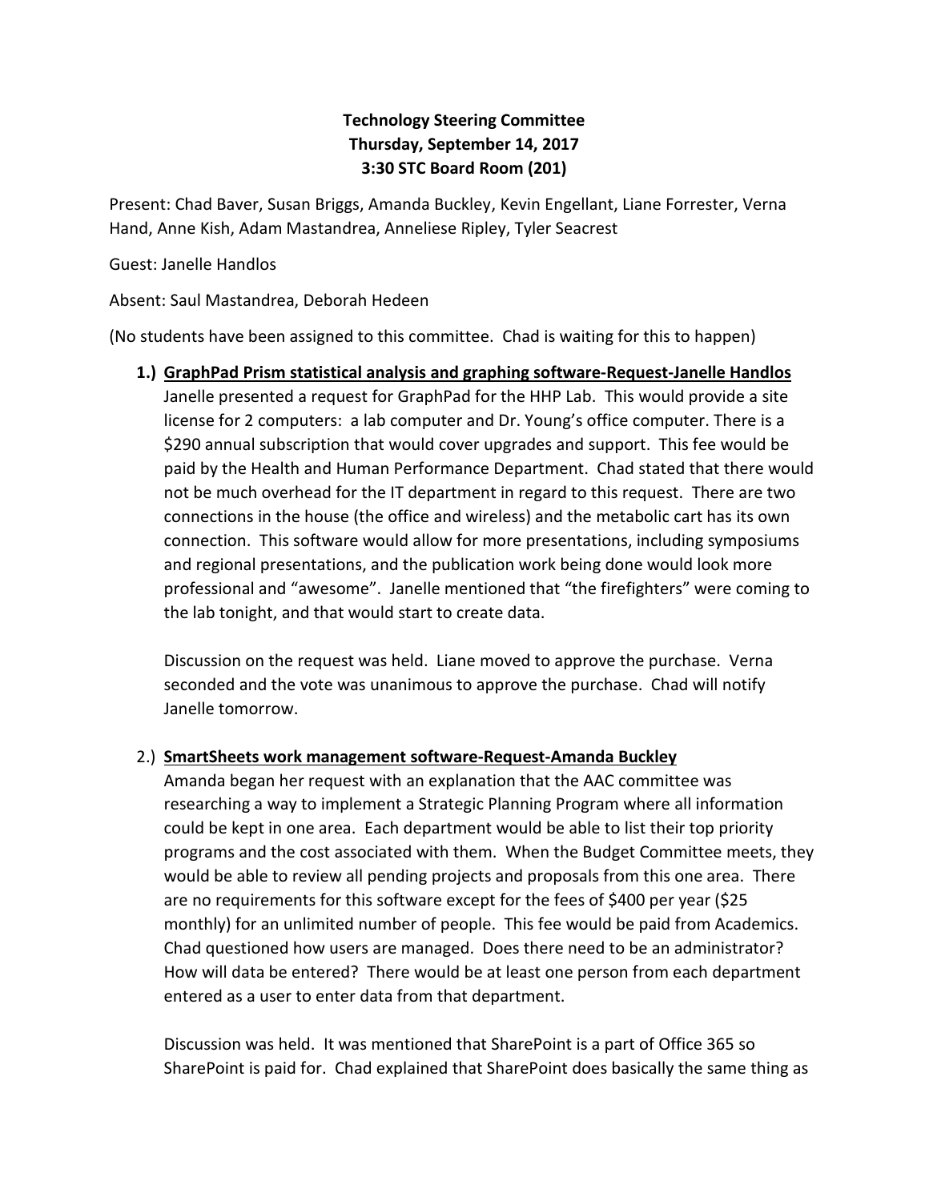**Technology Steering Committee**
**Thursday, September 14, 2017**
**3:30 STC Board Room (201)**

Present: Chad Baver, Susan Briggs, Amanda Buckley, Kevin Engellant, Liane Forrester, Verna Hand, Anne Kish, Adam Mastandrea, Anneliese Ripley, Tyler Seacrest

Guest: Janelle Handlos

Absent: Saul Mastandrea, Deborah Hedeen

(No students have been assigned to this committee. Chad is waiting for this to happen)

1.) **GraphPad Prism statistical analysis and graphing software-Request-Janelle Handlos**

Janelle presented a request for GraphPad for the HHP Lab. This would provide a site license for 2 computers: a lab computer and Dr. Young's office computer. There is a $290 annual subscription that would cover upgrades and support. This fee would be paid by the Health and Human Performance Department. Chad stated that there would not be much overhead for the IT department in regard to this request. There are two connections in the house (the office and wireless) and the metabolic cart has its own connection. This software would allow for more presentations, including symposiums and regional presentations, and the publication work being done would look more professional and "awesome". Janelle mentioned that "the firefighters" were coming to the lab tonight, and that would start to create data.

Discussion on the request was held. Liane moved to approve the purchase. Verna seconded and the vote was unanimous to approve the purchase. Chad will notify Janelle tomorrow.

2.) **SmartSheets work management software-Request-Amanda Buckley**

Amanda began her request with an explanation that the AAC committee was researching a way to implement a Strategic Planning Program where all information could be kept in one area. Each department would be able to list their top priority programs and the cost associated with them. When the Budget Committee meets, they would be able to review all pending projects and proposals from this one area. There are no requirements for this software except for the fees of $400 per year ($25 monthly) for an unlimited number of people. This fee would be paid from Academics. Chad questioned how users are managed. Does there need to be an administrator? How will data be entered? There would be at least one person from each department entered as a user to enter data from that department.

Discussion was held. It was mentioned that SharePoint is a part of Office 365 so SharePoint is paid for. Chad explained that SharePoint does basically the same thing as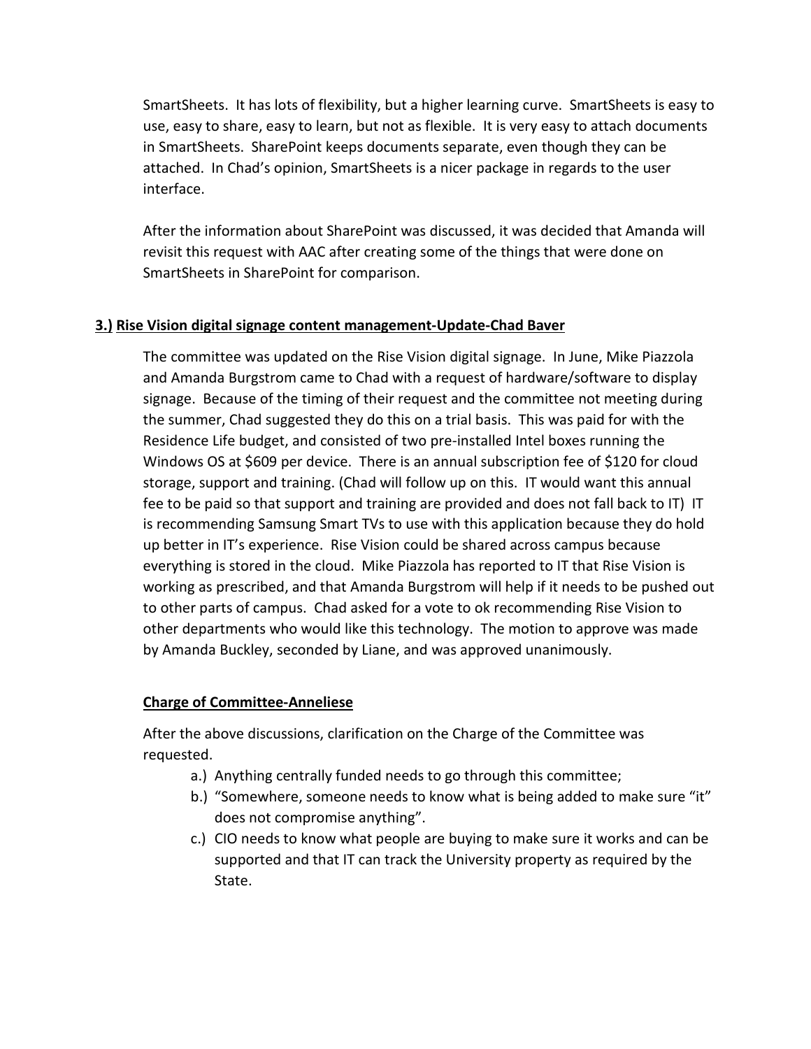SmartSheets. It has lots of flexibility, but a higher learning curve. SmartSheets is easy to use, easy to share, easy to learn, but not as flexible. It is very easy to attach documents in SmartSheets. SharePoint keeps documents separate, even though they can be attached. In Chad's opinion, SmartSheets is a nicer package in regards to the user interface.

After the information about SharePoint was discussed, it was decided that Amanda will revisit this request with AAC after creating some of the things that were done on SmartSheets in SharePoint for comparison.

**3.) Rise Vision digital signage content management-Update-Chad Baver**

The committee was updated on the Rise Vision digital signage. In June, Mike Piazzola and Amanda Burgstrom came to Chad with a request of hardware/software to display signage. Because of the timing of their request and the committee not meeting during the summer, Chad suggested they do this on a trial basis. This was paid for with the Residence Life budget, and consisted of two pre-installed Intel boxes running the Windows OS at $609 per device. There is an annual subscription fee of $120 for cloud storage, support and training. (Chad will follow up on this. IT would want this annual fee to be paid so that support and training are provided and does not fall back to IT) IT is recommending Samsung Smart TVs to use with this application because they do hold up better in IT's experience. Rise Vision could be shared across campus because everything is stored in the cloud. Mike Piazzola has reported to IT that Rise Vision is working as prescribed, and that Amanda Burgstrom will help if it needs to be pushed out to other parts of campus. Chad asked for a vote to ok recommending Rise Vision to other departments who would like this technology. The motion to approve was made by Amanda Buckley, seconded by Liane, and was approved unanimously.

**Charge of Committee-Anneliese**

After the above discussions, clarification on the Charge of the Committee was requested.

a.) Anything centrally funded needs to go through this committee;
b.) "Somewhere, someone needs to know what is being added to make sure "it" does not compromise anything".
c.) CIO needs to know what people are buying to make sure it works and can be supported and that IT can track the University property as required by the State.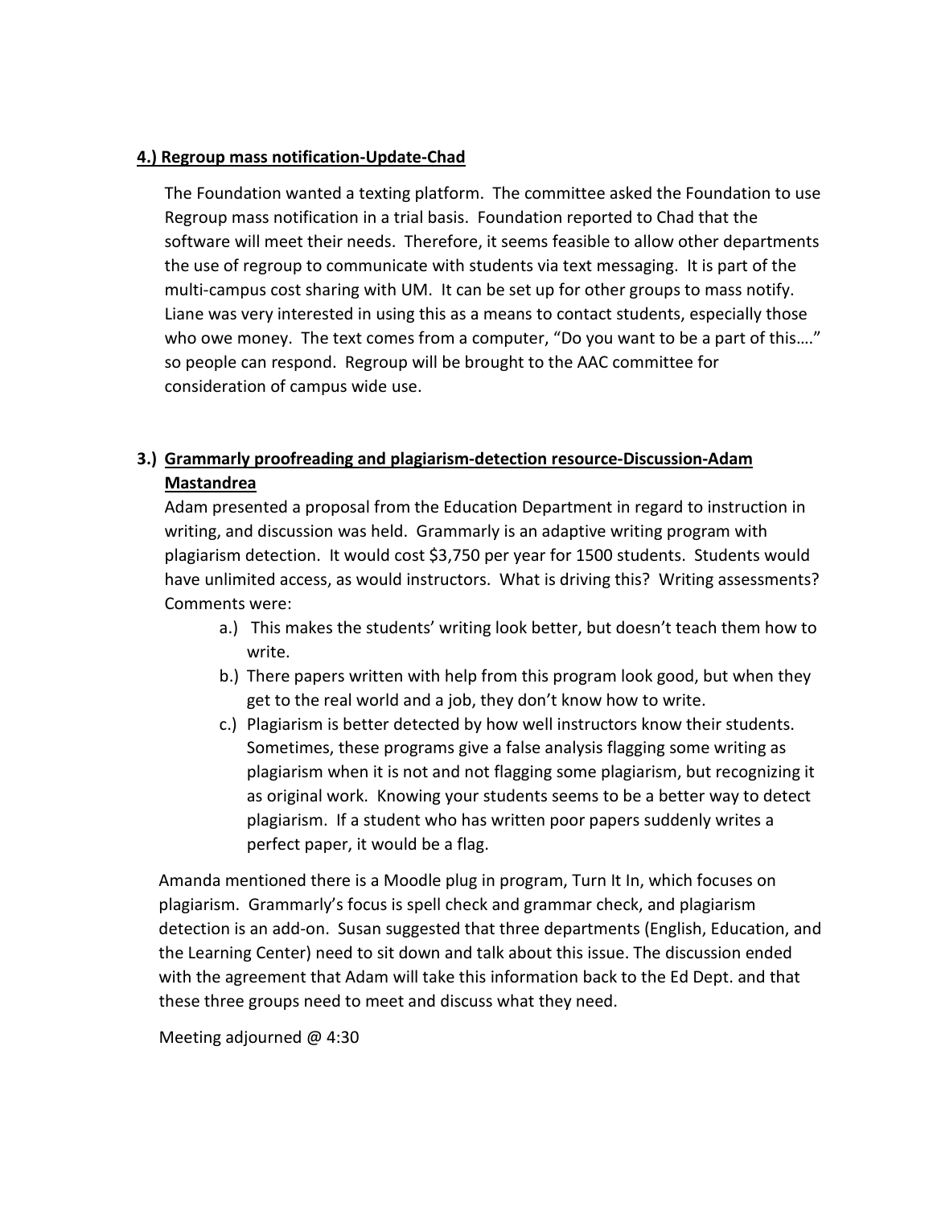**4.) Regroup mass notification-Update-Chad**

The Foundation wanted a texting platform. The committee asked the Foundation to use Regroup mass notification in a trial basis. Foundation reported to Chad that the software will meet their needs. Therefore, it seems feasible to allow other departments the use of regroup to communicate with students via text messaging. It is part of the multi-campus cost sharing with UM. It can be set up for other groups to mass notify. Liane was very interested in using this as a means to contact students, especially those who owe money. The text comes from a computer, "Do you want to be a part of this…." so people can respond. Regroup will be brought to the AAC committee for consideration of campus wide use.

**3.) Grammarly proofreading and plagiarism-detection resource-Discussion-Adam Mastandrea**

Adam presented a proposal from the Education Department in regard to instruction in writing, and discussion was held. Grammarly is an adaptive writing program with plagiarism detection. It would cost $3,750 per year for 1500 students. Students would have unlimited access, as would instructors. What is driving this? Writing assessments? Comments were:

a.) This makes the students' writing look better, but doesn't teach them how to write.

b.) There papers written with help from this program look good, but when they get to the real world and a job, they don't know how to write.

c.) Plagiarism is better detected by how well instructors know their students. Sometimes, these programs give a false analysis flagging some writing as plagiarism when it is not and not flagging some plagiarism, but recognizing it as original work. Knowing your students seems to be a better way to detect plagiarism. If a student who has written poor papers suddenly writes a perfect paper, it would be a flag.

Amanda mentioned there is a Moodle plug in program, Turn It In, which focuses on plagiarism. Grammarly's focus is spell check and grammar check, and plagiarism detection is an add-on. Susan suggested that three departments (English, Education, and the Learning Center) need to sit down and talk about this issue. The discussion ended with the agreement that Adam will take this information back to the Ed Dept. and that these three groups need to meet and discuss what they need.

Meeting adjourned @ 4:30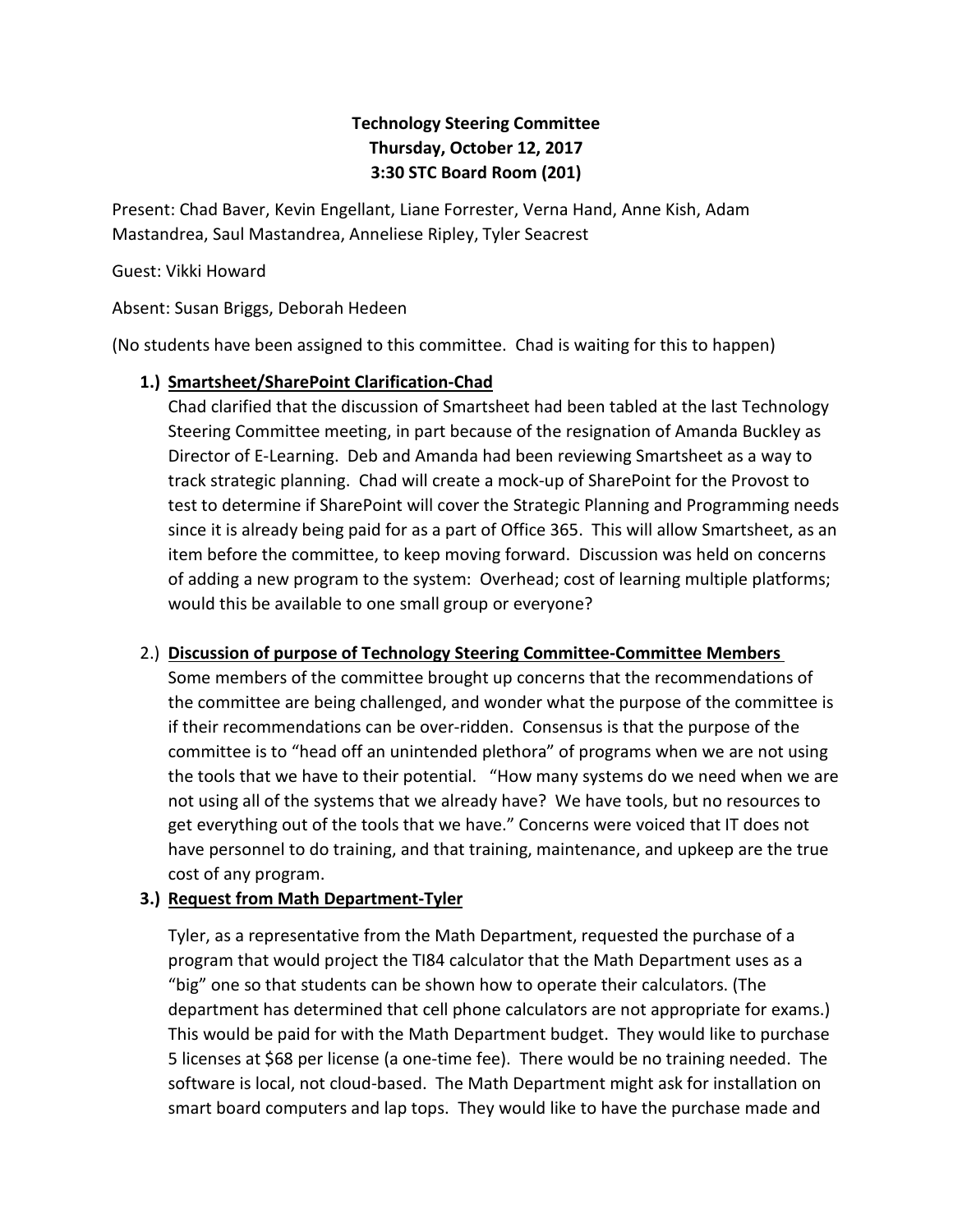**Technology Steering Committee**
**Thursday, October 12, 2017**
**3:30 STC Board Room (201)**

Present: Chad Baver, Kevin Engellant, Liane Forrester, Verna Hand, Anne Kish, Adam Mastandrea, Saul Mastandrea, Anneliese Ripley, Tyler Seacrest

Guest: Vikki Howard

Absent: Susan Briggs, Deborah Hedeen

(No students have been assigned to this committee. Chad is waiting for this to happen)

1.) **Smartsheet/SharePoint Clarification-Chad**

Chad clarified that the discussion of Smartsheet had been tabled at the last Technology Steering Committee meeting, in part because of the resignation of Amanda Buckley as Director of E-Learning. Deb and Amanda had been reviewing Smartsheet as a way to track strategic planning. Chad will create a mock-up of SharePoint for the Provost to test to determine if SharePoint will cover the Strategic Planning and Programming needs since it is already being paid for as a part of Office 365. This will allow Smartsheet, as an item before the committee, to keep moving forward. Discussion was held on concerns of adding a new program to the system: Overhead; cost of learning multiple platforms; would this be available to one small group or everyone?

2.) **Discussion of purpose of Technology Steering Committee-Committee Members**

Some members of the committee brought up concerns that the recommendations of the committee are being challenged, and wonder what the purpose of the committee is if their recommendations can be over-ridden. Consensus is that the purpose of the committee is to "head off an unintended plethora" of programs when we are not using the tools that we have to their potential. "How many systems do we need when we are not using all of the systems that we already have? We have tools, but no resources to get everything out of the tools that we have." Concerns were voiced that IT does not have personnel to do training, and that training, maintenance, and upkeep are the true cost of any program.

3.) **Request from Math Department-Tyler**

Tyler, as a representative from the Math Department, requested the purchase of a program that would project the TI84 calculator that the Math Department uses as a "big" one so that students can be shown how to operate their calculators. (The department has determined that cell phone calculators are not appropriate for exams.) This would be paid for with the Math Department budget. They would like to purchase 5 licenses at $68 per license (a one-time fee). There would be no training needed. The software is local, not cloud-based. The Math Department might ask for installation on smart board computers and lap tops. They would like to have the purchase made and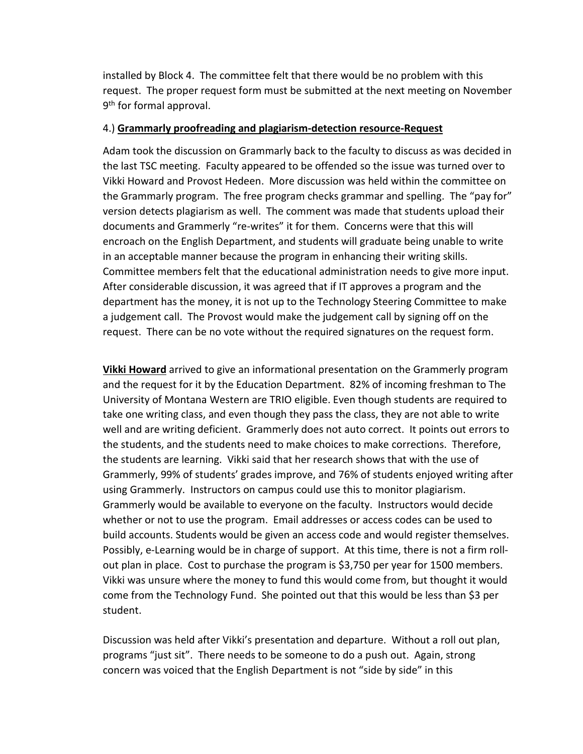installed by Block 4. The committee felt that there would be no problem with this request. The proper request form must be submitted at the next meeting on November 9th for formal approval.

4.) **Grammarly proofreading and plagiarism-detection resource-Request**

Adam took the discussion on Grammarly back to the faculty to discuss as was decided in the last TSC meeting. Faculty appeared to be offended so the issue was turned over to Vikki Howard and Provost Hedeen. More discussion was held within the committee on the Grammarly program. The free program checks grammar and spelling. The "pay for" version detects plagiarism as well. The comment was made that students upload their documents and Grammerly "re-writes" it for them. Concerns were that this will encroach on the English Department, and students will graduate being unable to write in an acceptable manner because the program in enhancing their writing skills. Committee members felt that the educational administration needs to give more input. After considerable discussion, it was agreed that if IT approves a program and the department has the money, it is not up to the Technology Steering Committee to make a judgement call. The Provost would make the judgement call by signing off on the request. There can be no vote without the required signatures on the request form.

**Vikki Howard** arrived to give an informational presentation on the Grammerly program and the request for it by the Education Department. 82% of incoming freshman to The University of Montana Western are TRIO eligible. Even though students are required to take one writing class, and even though they pass the class, they are not able to write well and are writing deficient. Grammerly does not auto correct. It points out errors to the students, and the students need to make choices to make corrections. Therefore, the students are learning. Vikki said that her research shows that with the use of Grammerly, 99% of students' grades improve, and 76% of students enjoyed writing after using Grammerly. Instructors on campus could use this to monitor plagiarism. Grammerly would be available to everyone on the faculty. Instructors would decide whether or not to use the program. Email addresses or access codes can be used to build accounts. Students would be given an access code and would register themselves. Possibly, e-Learning would be in charge of support. At this time, there is not a firm roll-out plan in place. Cost to purchase the program is $3,750 per year for 1500 members. Vikki was unsure where the money to fund this would come from, but thought it would come from the Technology Fund. She pointed out that this would be less than $3 per student.

Discussion was held after Vikki's presentation and departure. Without a roll out plan, programs "just sit". There needs to be someone to do a push out. Again, strong concern was voiced that the English Department is not "side by side" in this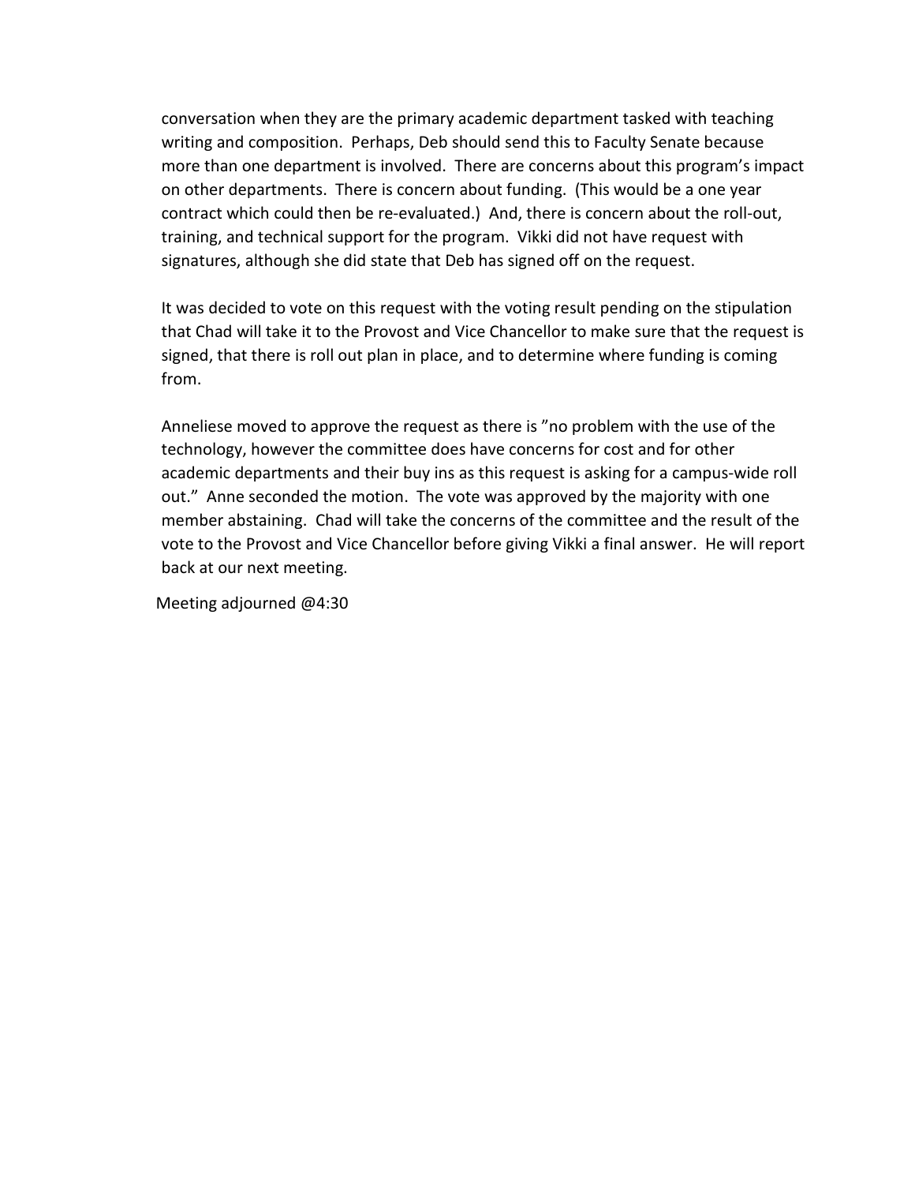conversation when they are the primary academic department tasked with teaching writing and composition. Perhaps, Deb should send this to Faculty Senate because more than one department is involved. There are concerns about this program's impact on other departments. There is concern about funding. (This would be a one year contract which could then be re-evaluated.) And, there is concern about the roll-out, training, and technical support for the program. Vikki did not have request with signatures, although she did state that Deb has signed off on the request.

It was decided to vote on this request with the voting result pending on the stipulation that Chad will take it to the Provost and Vice Chancellor to make sure that the request is signed, that there is roll out plan in place, and to determine where funding is coming from.

Anneliese moved to approve the request as there is "no problem with the use of the technology, however the committee does have concerns for cost and for other academic departments and their buy ins as this request is asking for a campus-wide roll out." Anne seconded the motion. The vote was approved by the majority with one member abstaining. Chad will take the concerns of the committee and the result of the vote to the Provost and Vice Chancellor before giving Vikki a final answer. He will report back at our next meeting.

Meeting adjourned @4:30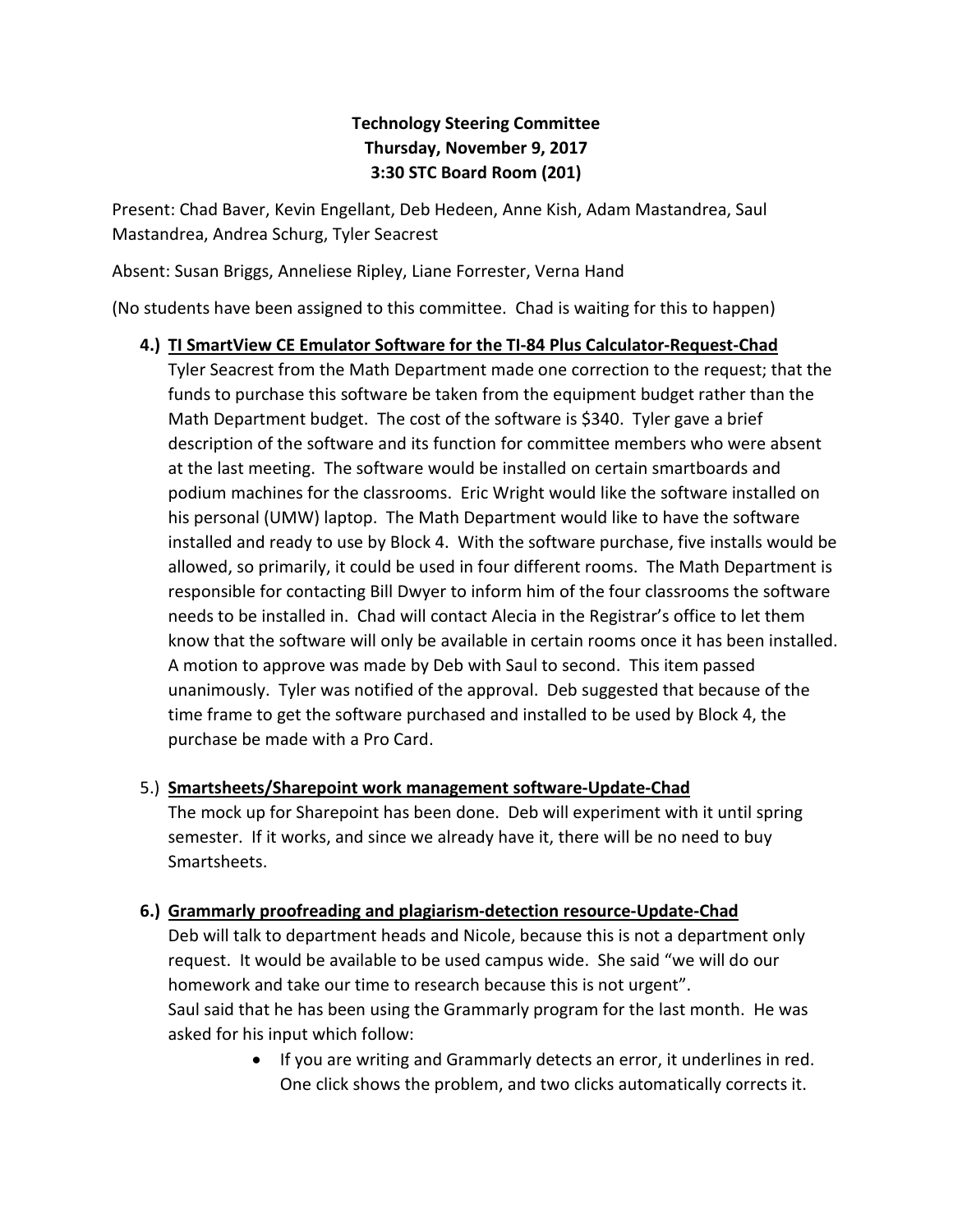**Technology Steering Committee**
**Thursday, November 9, 2017**
**3:30 STC Board Room (201)**

Present: Chad Baver, Kevin Engellant, Deb Hedeen, Anne Kish, Adam Mastandrea, Saul Mastandrea, Andrea Schurg, Tyler Seacrest

Absent: Susan Briggs, Anneliese Ripley, Liane Forrester, Verna Hand

(No students have been assigned to this committee. Chad is waiting for this to happen)

4.) **<u>TI SmartView CE Emulator Software for the TI-84 Plus Calculator-Request-Chad</u>**
Tyler Seacrest from the Math Department made one correction to the request; that the funds to purchase this software be taken from the equipment budget rather than the Math Department budget. The cost of the software is $340. Tyler gave a brief description of the software and its function for committee members who were absent at the last meeting. The software would be installed on certain smartboards and podium machines for the classrooms. Eric Wright would like the software installed on his personal (UMW) laptop. The Math Department would like to have the software installed and ready to use by Block 4. With the software purchase, five installs would be allowed, so primarily, it could be used in four different rooms. The Math Department is responsible for contacting Bill Dwyer to inform him of the four classrooms the software needs to be installed in. Chad will contact Alecia in the Registrar's office to let them know that the software will only be available in certain rooms once it has been installed. A motion to approve was made by Deb with Saul to second. This item passed unanimously. Tyler was notified of the approval. Deb suggested that because of the time frame to get the software purchased and installed to be used by Block 4, the purchase be made with a Pro Card.

5.) **<u>Smartsheets/Sharepoint work management software-Update-Chad</u>**
The mock up for Sharepoint has been done. Deb will experiment with it until spring semester. If it works, and since we already have it, there will be no need to buy Smartsheets.

6.) **<u>Grammarly proofreading and plagiarism-detection resource-Update-Chad</u>**
Deb will talk to department heads and Nicole, because this is not a department only request. It would be available to be used campus wide. She said "we will do our homework and take our time to research because this is not urgent".
Saul said that he has been using the Grammarly program for the last month. He was asked for his input which follow:

- If you are writing and Grammarly detects an error, it underlines in red. One click shows the problem, and two clicks automatically corrects it.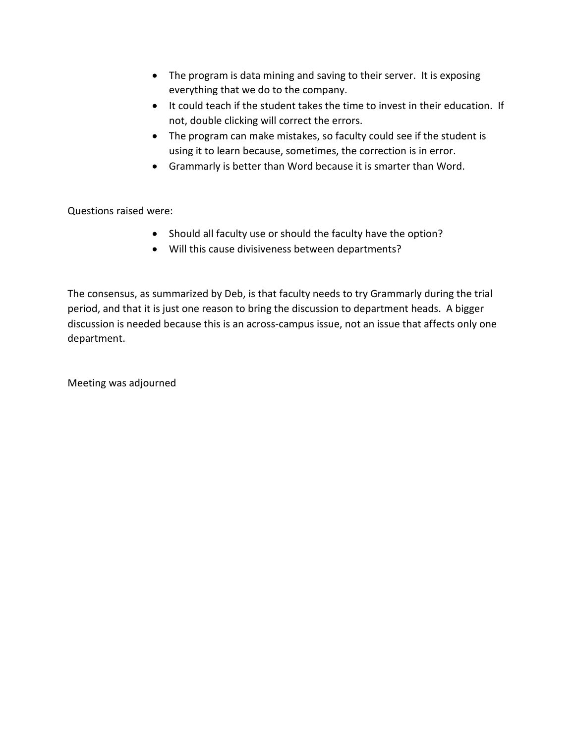- The program is data mining and saving to their server. It is exposing everything that we do to the company.
- It could teach if the student takes the time to invest in their education. If not, double clicking will correct the errors.
- The program can make mistakes, so faculty could see if the student is using it to learn because, sometimes, the correction is in error.
- Grammarly is better than Word because it is smarter than Word.

Questions raised were:

- Should all faculty use or should the faculty have the option?
- Will this cause divisiveness between departments?

The consensus, as summarized by Deb, is that faculty needs to try Grammarly during the trial period, and that it is just one reason to bring the discussion to department heads. A bigger discussion is needed because this is an across-campus issue, not an issue that affects only one department.

Meeting was adjourned